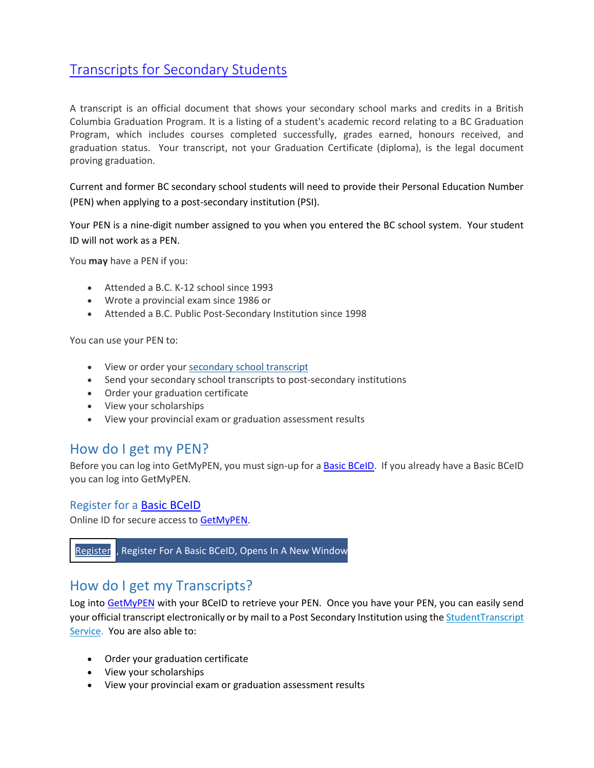# Transcripts for Secondary Students

A transcript is an official document that shows your secondary school marks and credits in a British Columbia Graduation Program. It is a listing of a student's academic record relating to a BC Graduation Program, which includes courses completed successfully, grades earned, honours received, and graduation status. Your transcript, not your Graduation Certificate (diploma), is the legal document proving graduation.

Current and former BC secondary school students will need to provide their Personal Education Number (PEN) when applying to a post-secondary institution (PSI).

Your PEN is a nine-digit number assigned to you when you entered the BC school system. Your student ID will not work as a PEN.

You **may** have a PEN if you:

- Attended a B.C. K-12 school since 1993
- Wrote a provincial exam since 1986 or
- Attended a B.C. Public Post-Secondary Institution since 1998

You can use your PEN to:

- View or order your secondary school transcript
- Send your secondary school transcripts to post-secondary institutions
- Order your graduation certificate
- View your scholarships
- View your provincial exam or graduation assessment results

## How do I get my PEN?

Before you can log into GetMyPEN, you must sign-up for a Basic BCeID. If you already have a Basic BCeID you can log into GetMyPEN.

### Register for a Basic BCeID

Online ID for secure access to GetMyPEN.

Register , Register For A Basic BCeID, Opens In A New Window

## How do I get my Transcripts?

Log into GetMyPEN with your BCeID to retrieve your PEN. Once you have your PEN, you can easily send your official transcript electronically or by mail to a Post Secondary Institution using the StudentTranscript Service. You are also able to:

- Order your graduation certificate
- View your scholarships
- View your provincial exam or graduation assessment results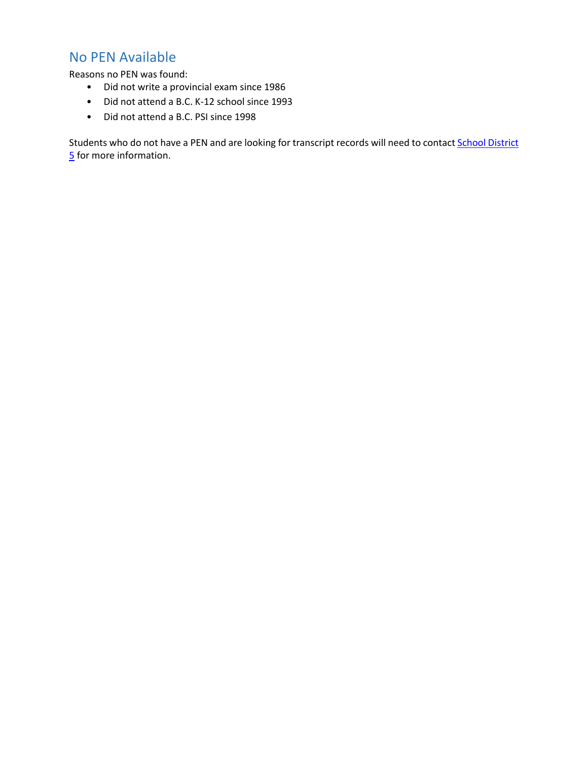## No PEN Available

Reasons no PEN was found:

- Did not write a provincial exam since 1986
- Did not attend a B.C. K-12 school since 1993
- Did not attend a B.C. PSI since 1998

Students who do not have a PEN and are looking for transcript records will need to contact School District 5 for more information.